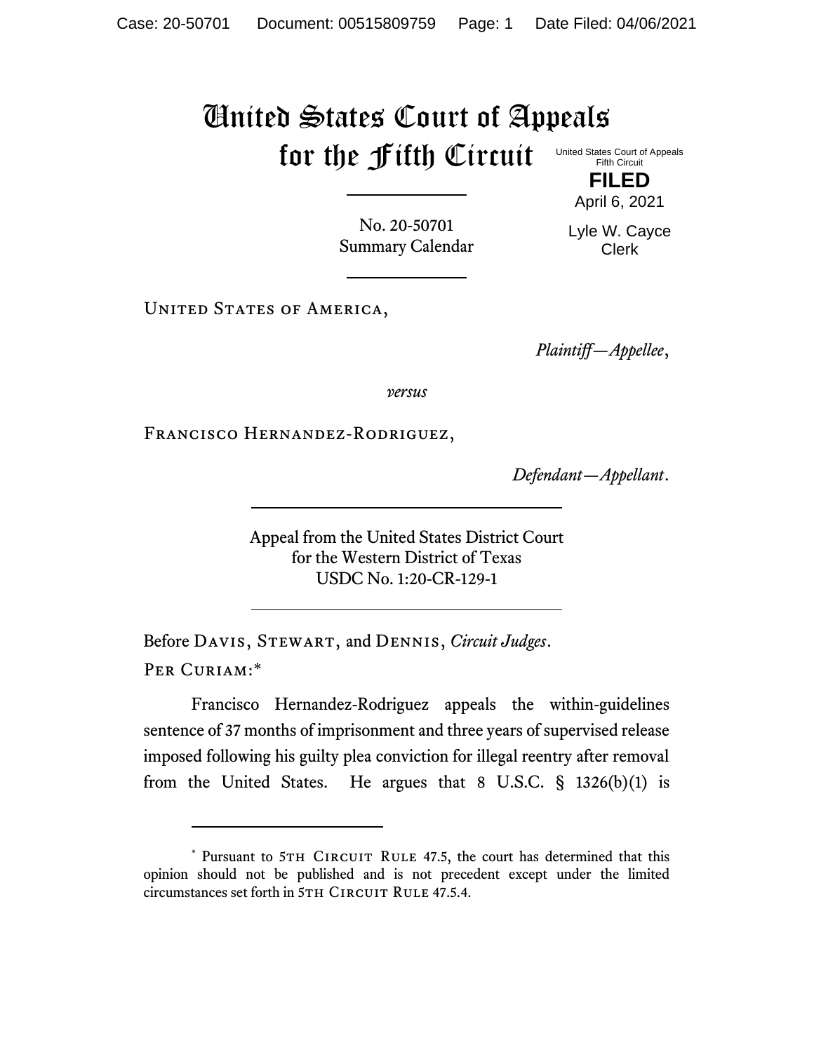# United States Court of Appeals for the Fifth Circuit

United States Court of Appeals
Fifth Circuit

**FILED**

April 6, 2021

Lyle W. Cayce
Clerk

No. 20-50701
Summary Calendar

United States of America,

*Plaintiff—Appellee*,

*versus*

Francisco Hernandez-Rodriguez,

*Defendant—Appellant*.

Appeal from the United States District Court
for the Western District of Texas
USDC No. 1:20-CR-129-1

Before Davis, Stewart, and Dennis, *Circuit Judges*.

Per Curiam:*

Francisco Hernandez-Rodriguez appeals the within-guidelines sentence of 37 months of imprisonment and three years of supervised release imposed following his guilty plea conviction for illegal reentry after removal from the United States. He argues that 8 U.S.C. § 1326(b)(1) is

---

\* Pursuant to 5th Circuit Rule 47.5, the court has determined that this opinion should not be published and is not precedent except under the limited circumstances set forth in 5th Circuit Rule 47.5.4.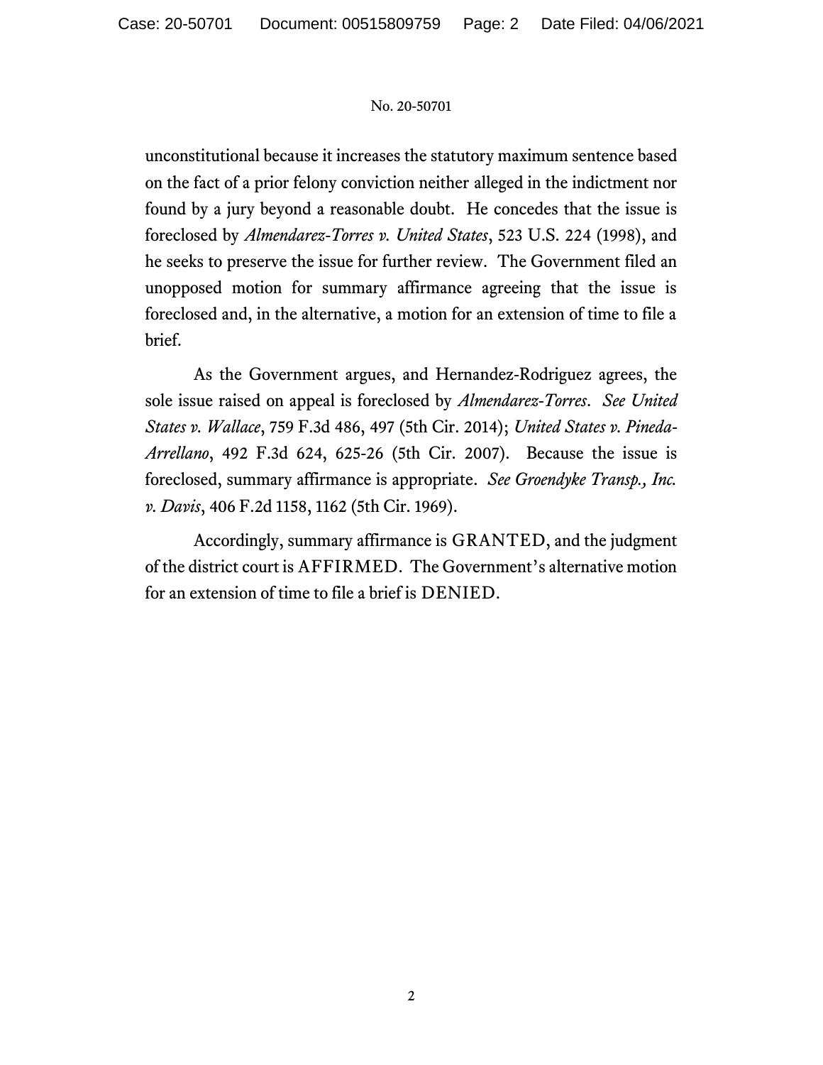unconstitutional because it increases the statutory maximum sentence based on the fact of a prior felony conviction neither alleged in the indictment nor found by a jury beyond a reasonable doubt. He concedes that the issue is foreclosed by *Almendarez-Torres v. United States*, 523 U.S. 224 (1998), and he seeks to preserve the issue for further review. The Government filed an unopposed motion for summary affirmance agreeing that the issue is foreclosed and, in the alternative, a motion for an extension of time to file a brief.

As the Government argues, and Hernandez-Rodriguez agrees, the sole issue raised on appeal is foreclosed by *Almendarez-Torres*. *See United States v. Wallace*, 759 F.3d 486, 497 (5th Cir. 2014); *United States v. Pineda-Arrellano*, 492 F.3d 624, 625-26 (5th Cir. 2007). Because the issue is foreclosed, summary affirmance is appropriate. *See Groendyke Transp., Inc. v. Davis*, 406 F.2d 1158, 1162 (5th Cir. 1969).

Accordingly, summary affirmance is GRANTED, and the judgment of the district court is AFFIRMED. The Government's alternative motion for an extension of time to file a brief is DENIED.